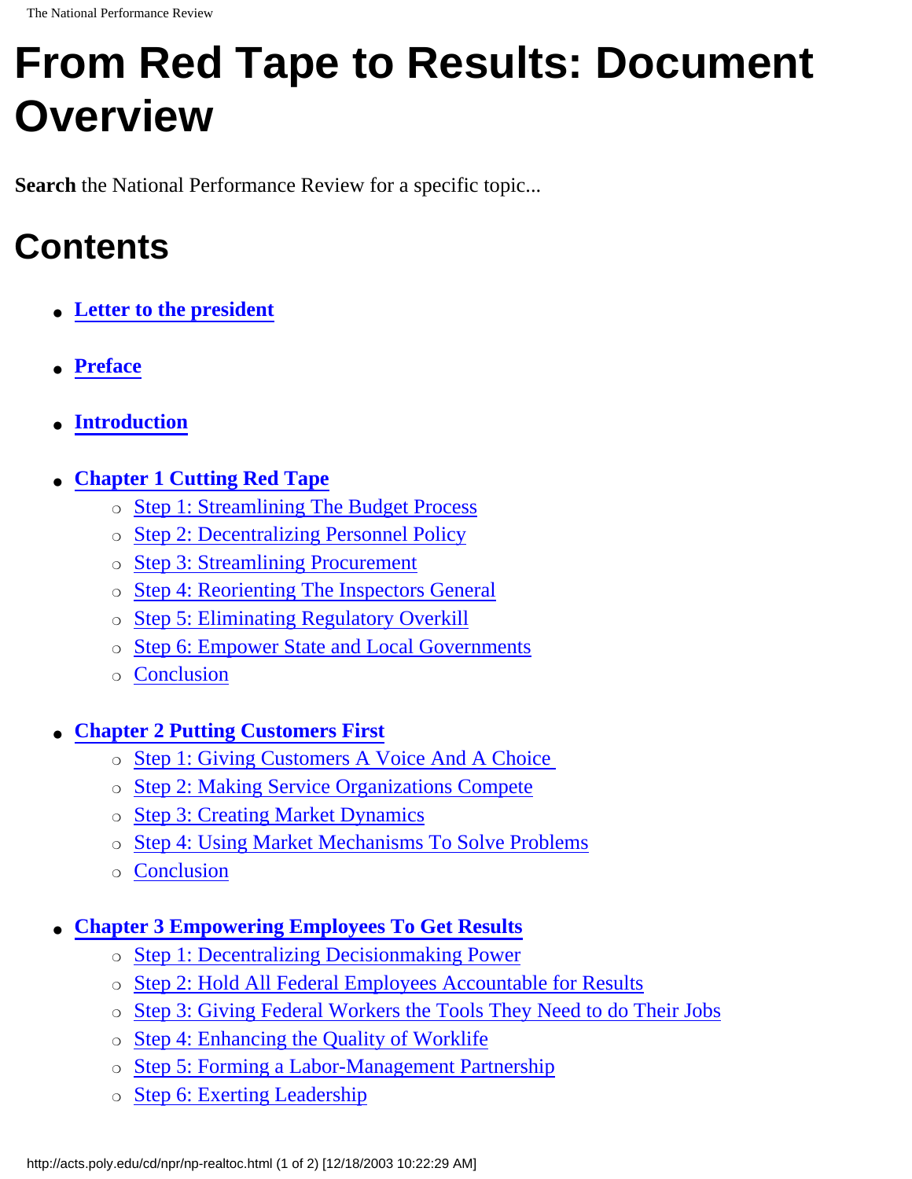# From Red Tape to Results: Document Overview

**Search** the National Performance Review for a specific topic...

## Contents

- **Letter to the president**
- **Preface**
- **Introduction**
- **Chapter 1 Cutting Red Tape**
  - Step 1: Streamlining The Budget Process
  - Step 2: Decentralizing Personnel Policy
  - Step 3: Streamlining Procurement
  - Step 4: Reorienting The Inspectors General
  - Step 5: Eliminating Regulatory Overkill
  - Step 6: Empower State and Local Governments
  - Conclusion
- **Chapter 2 Putting Customers First**
  - Step 1: Giving Customers A Voice And A Choice
  - Step 2: Making Service Organizations Compete
  - Step 3: Creating Market Dynamics
  - Step 4: Using Market Mechanisms To Solve Problems
  - Conclusion
- **Chapter 3 Empowering Employees To Get Results**
  - Step 1: Decentralizing Decisionmaking Power
  - Step 2: Hold All Federal Employees Accountable for Results
  - Step 3: Giving Federal Workers the Tools They Need to do Their Jobs
  - Step 4: Enhancing the Quality of Worklife
  - Step 5: Forming a Labor-Management Partnership
  - Step 6: Exerting Leadership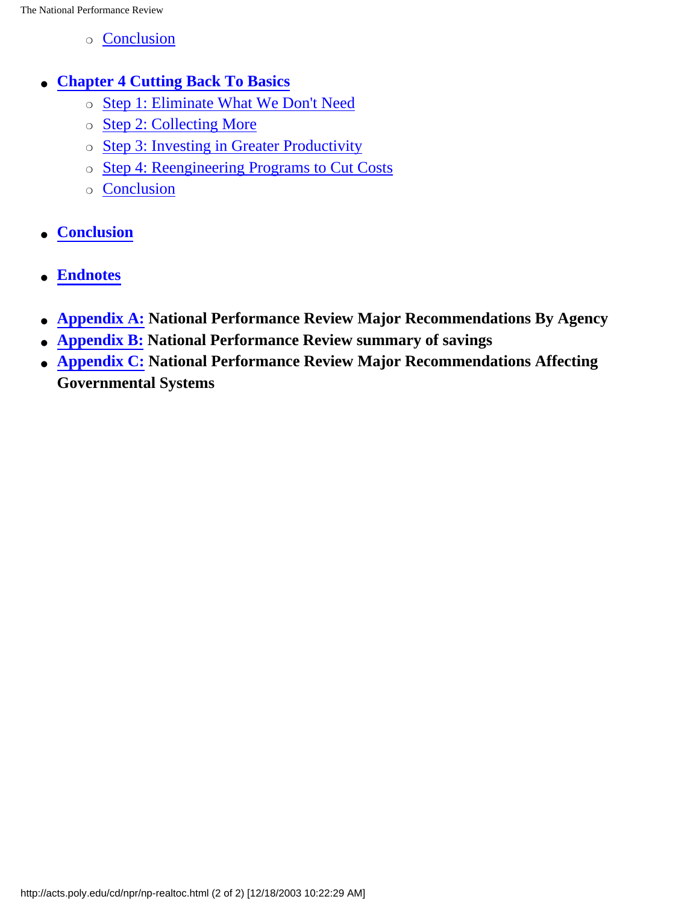- Conclusion

- **Chapter 4 Cutting Back To Basics**
    - Step 1: Eliminate What We Don't Need
    - Step 2: Collecting More
    - Step 3: Investing in Greater Productivity
    - Step 4: Reengineering Programs to Cut Costs
    - Conclusion

- **Conclusion**

- **Endnotes**

- **Appendix A: National Performance Review Major Recommendations By Agency**
- **Appendix B: National Performance Review summary of savings**
- **Appendix C: National Performance Review Major Recommendations Affecting Governmental Systems**